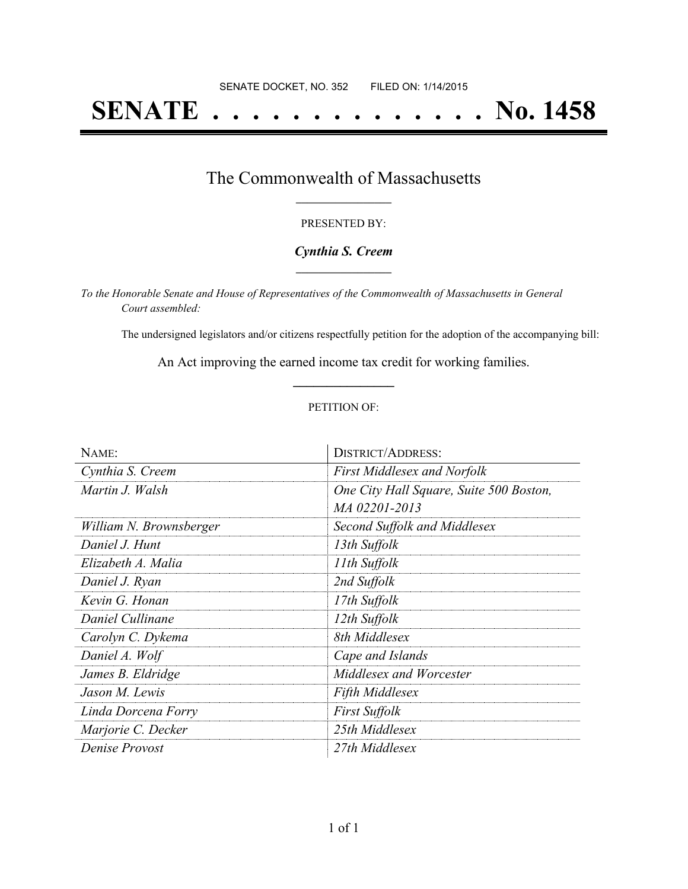SENATE DOCKET, NO. 352        FILED ON: 1/14/2015

# SENATE . . . . . . . . . . . . . . . No. 1458

## The Commonwealth of Massachusetts

PRESENTED BY:

***Cynthia S. Creem***

*To the Honorable Senate and House of Representatives of the Commonwealth of Massachusetts in General Court assembled:*

The undersigned legislators and/or citizens respectfully petition for the adoption of the accompanying bill:

An Act improving the earned income tax credit for working families.

PETITION OF:

| NAME: | DISTRICT/ADDRESS: |
|---|---|
| *Cynthia S. Creem* | *First Middlesex and Norfolk* |
| *Martin J. Walsh* | *One City Hall Square, Suite 500 Boston, MA 02201-2013* |
| *William N. Brownsberger* | *Second Suffolk and Middlesex* |
| *Daniel J. Hunt* | *13th Suffolk* |
| *Elizabeth A. Malia* | *11th Suffolk* |
| *Daniel J. Ryan* | *2nd Suffolk* |
| *Kevin G. Honan* | *17th Suffolk* |
| *Daniel Cullinane* | *12th Suffolk* |
| *Carolyn C. Dykema* | *8th Middlesex* |
| *Daniel A. Wolf* | *Cape and Islands* |
| *James B. Eldridge* | *Middlesex and Worcester* |
| *Jason M. Lewis* | *Fifth Middlesex* |
| *Linda Dorcena Forry* | *First Suffolk* |
| *Marjorie C. Decker* | *25th Middlesex* |
| *Denise Provost* | *27th Middlesex* |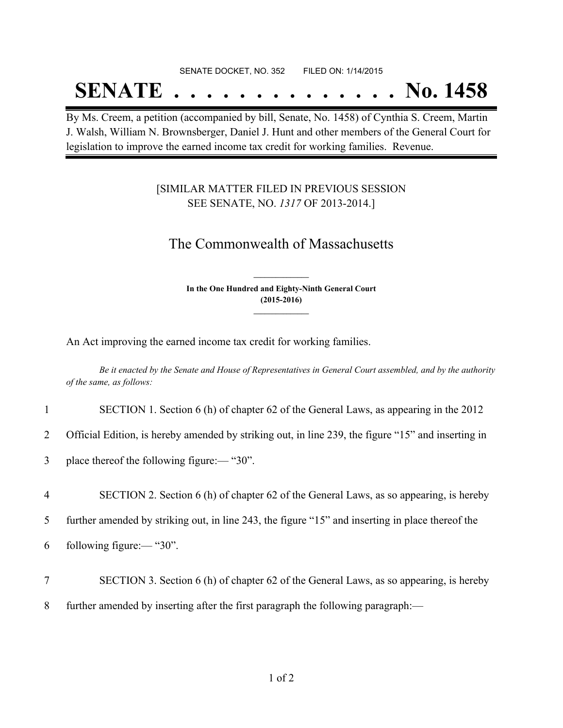SENATE DOCKET, NO. 352        FILED ON: 1/14/2015

# SENATE . . . . . . . . . . . . . . No. 1458

By Ms. Creem, a petition (accompanied by bill, Senate, No. 1458) of Cynthia S. Creem, Martin J. Walsh, William N. Brownsberger, Daniel J. Hunt and other members of the General Court for legislation to improve the earned income tax credit for working families. Revenue.

[SIMILAR MATTER FILED IN PREVIOUS SESSION SEE SENATE, NO. *1317* OF 2013-2014.]

## The Commonwealth of Massachusetts

**In the One Hundred and Eighty-Ninth General Court (2015-2016)**

An Act improving the earned income tax credit for working families.

*Be it enacted by the Senate and House of Representatives in General Court assembled, and by the authority of the same, as follows:*

1 SECTION 1. Section 6 (h) of chapter 62 of the General Laws, as appearing in the 2012
2 Official Edition, is hereby amended by striking out, in line 239, the figure "15" and inserting in
3 place thereof the following figure:— "30".

4 SECTION 2. Section 6 (h) of chapter 62 of the General Laws, as so appearing, is hereby
5 further amended by striking out, in line 243, the figure "15" and inserting in place thereof the
6 following figure:— "30".

7 SECTION 3. Section 6 (h) of chapter 62 of the General Laws, as so appearing, is hereby
8 further amended by inserting after the first paragraph the following paragraph:—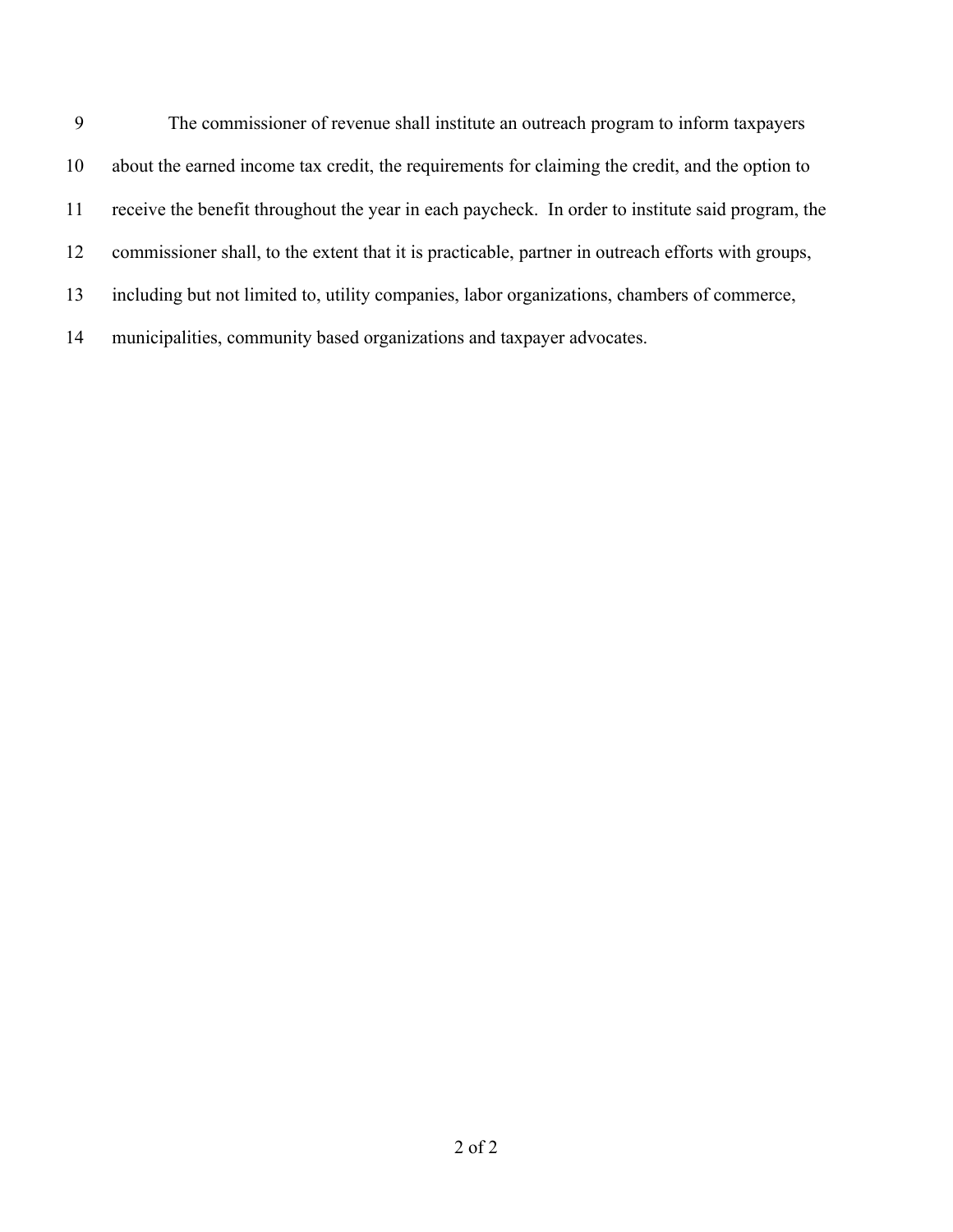The commissioner of revenue shall institute an outreach program to inform taxpayers about the earned income tax credit, the requirements for claiming the credit, and the option to receive the benefit throughout the year in each paycheck. In order to institute said program, the commissioner shall, to the extent that it is practicable, partner in outreach efforts with groups, including but not limited to, utility companies, labor organizations, chambers of commerce, municipalities, community based organizations and taxpayer advocates.